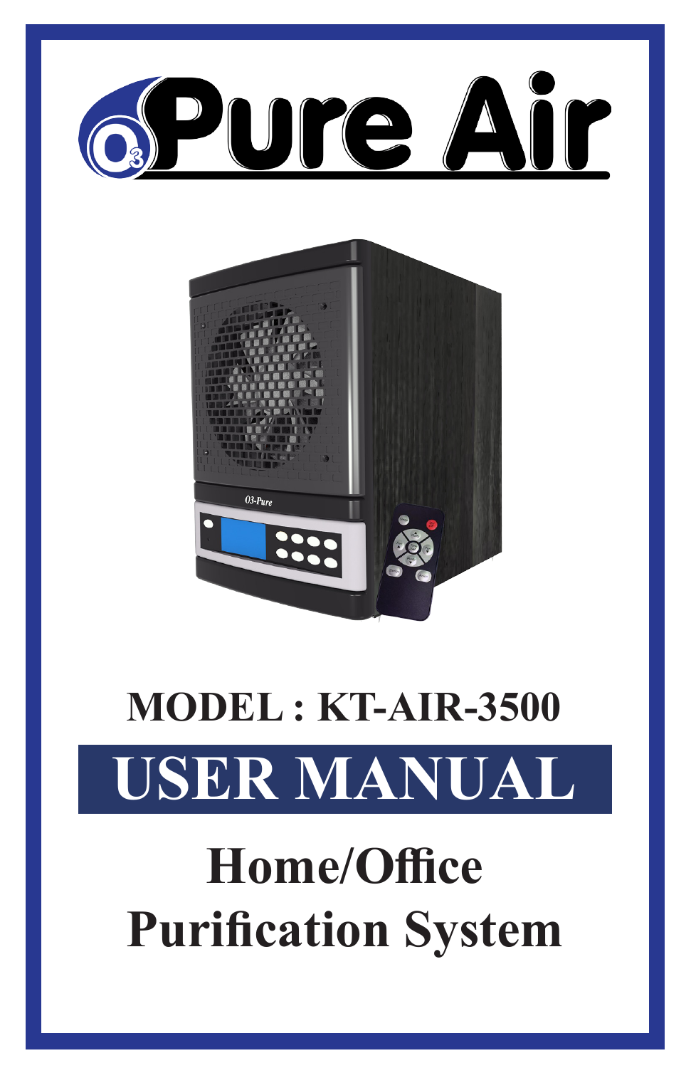# O3 Pure Air

**MODEL : KT-AIR-3500**

# USER MANUAL

## Home/Office Purification System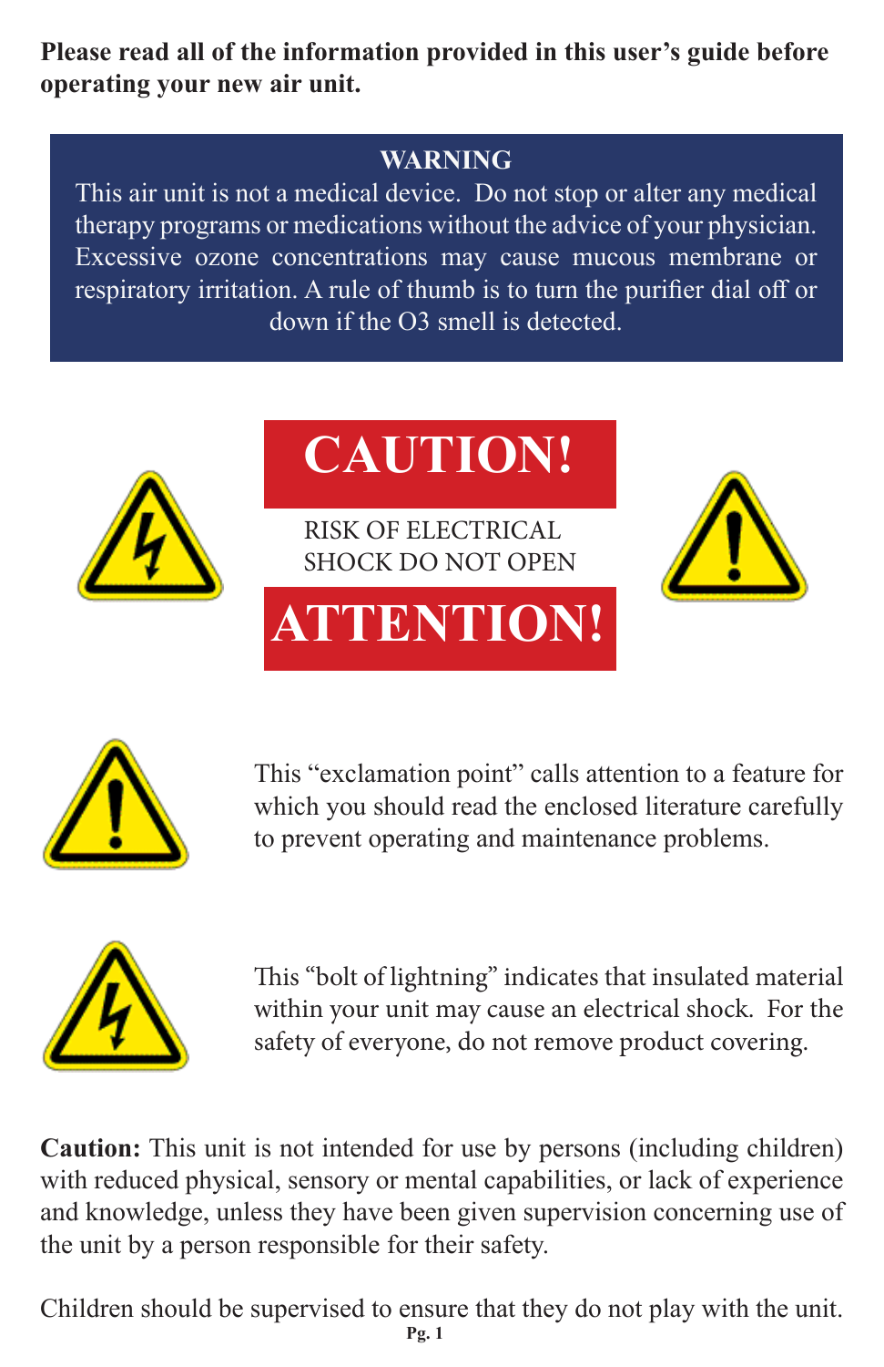**Please read all of the information provided in this user's guide before operating your new air unit.**

**WARNING**

This air unit is not a medical device. Do not stop or alter any medical therapy programs or medications without the advice of your physician. Excessive ozone concentrations may cause mucous membrane or respiratory irritation. A rule of thumb is to turn the purifier dial off or down if the O3 smell is detected.

# CAUTION!

RISK OF ELECTRICAL SHOCK DO NOT OPEN

# ATTENTION!

This "exclamation point" calls attention to a feature for which you should read the enclosed literature carefully to prevent operating and maintenance problems.

This "bolt of lightning" indicates that insulated material within your unit may cause an electrical shock. For the safety of everyone, do not remove product covering.

**Caution:** This unit is not intended for use by persons (including children) with reduced physical, sensory or mental capabilities, or lack of experience and knowledge, unless they have been given supervision concerning use of the unit by a person responsible for their safety.

Children should be supervised to ensure that they do not play with the unit.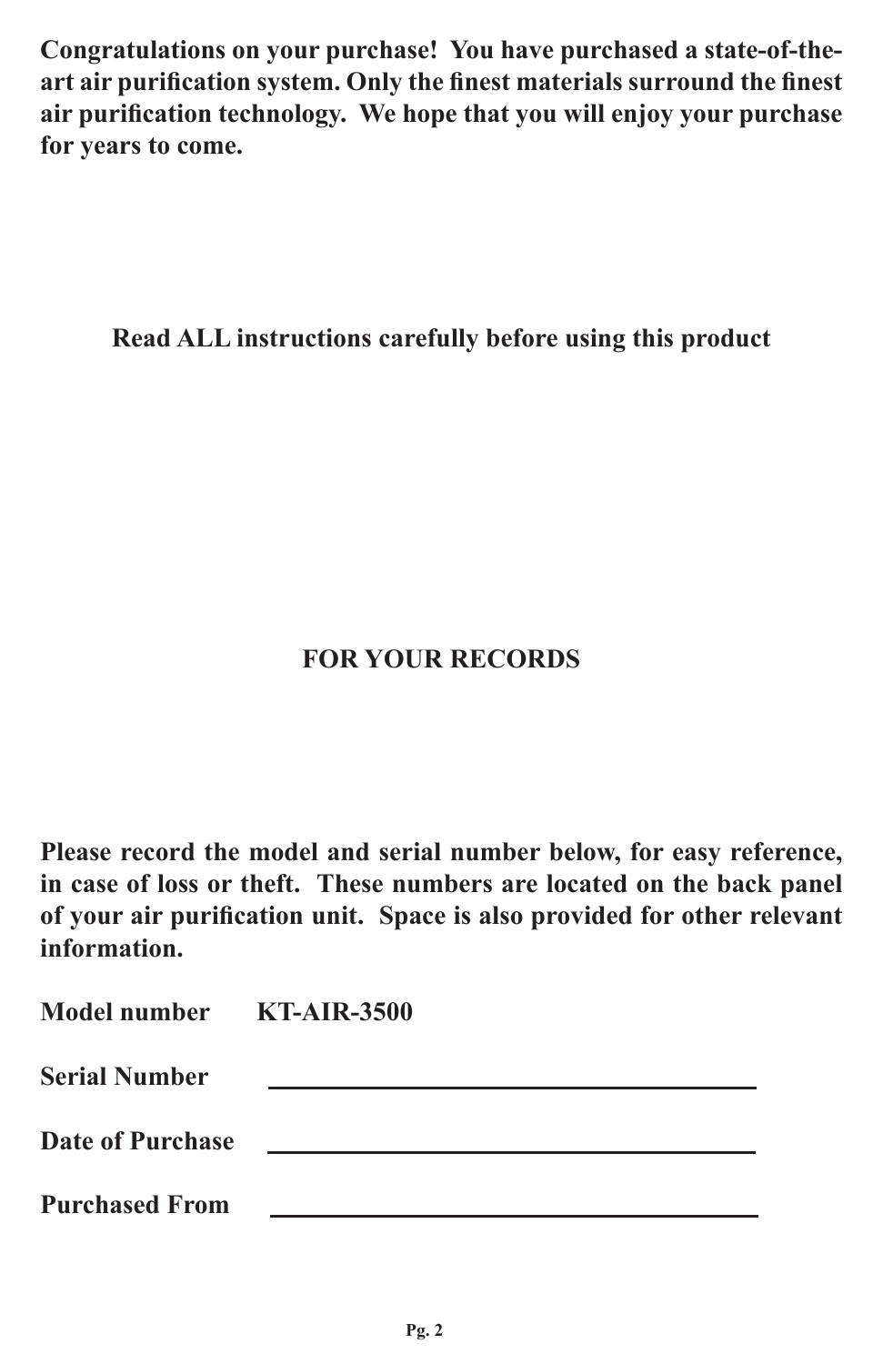**Congratulations on your purchase! You have purchased a state-of-the-art air purification system. Only the finest materials surround the finest air purification technology. We hope that you will enjoy your purchase for years to come.**

**Read ALL instructions carefully before using this product**

## FOR YOUR RECORDS

**Please record the model and serial number below, for easy reference, in case of loss or theft. These numbers are located on the back panel of your air purification unit. Space is also provided for other relevant information.**

**Model number** **KT-AIR-3500**

**Serial Number** ______________________________

**Date of Purchase** ______________________________

**Purchased From** ______________________________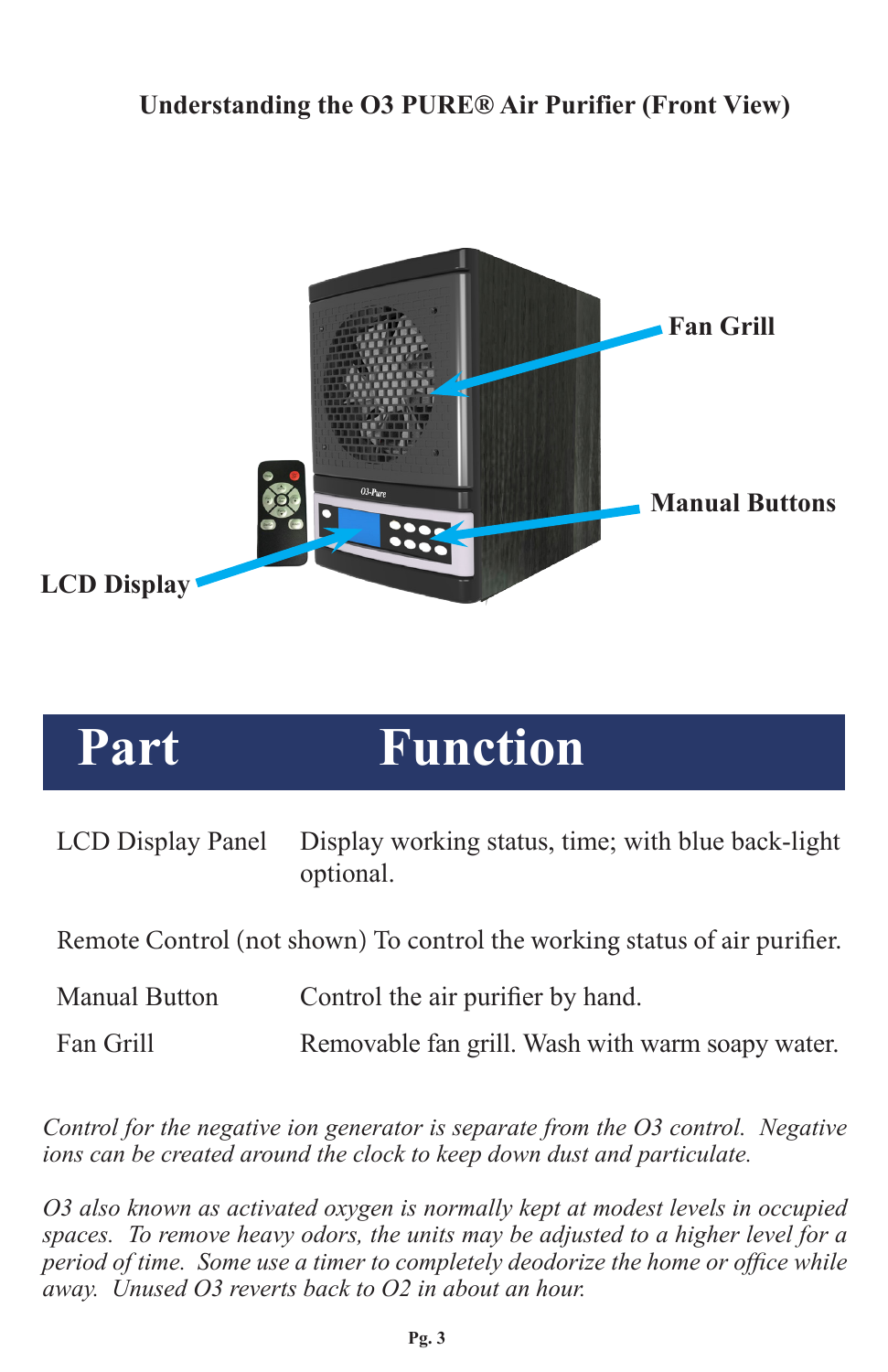## Understanding the O3 PURE® Air Purifier (Front View)

Fan Grill

Manual Buttons

LCD Display

| Part | Function |
|---|---|
| LCD Display Panel | Display working status, time; with blue back-light optional. |
| Remote Control (not shown) | To control the working status of air purifier. |
| Manual Button | Control the air purifier by hand. |
| Fan Grill | Removable fan grill. Wash with warm soapy water. |

*Control for the negative ion generator is separate from the O3 control. Negative ions can be created around the clock to keep down dust and particulate.*

*O3 also known as activated oxygen is normally kept at modest levels in occupied spaces. To remove heavy odors, the units may be adjusted to a higher level for a period of time. Some use a timer to completely deodorize the home or office while away. Unused O3 reverts back to O2 in about an hour.*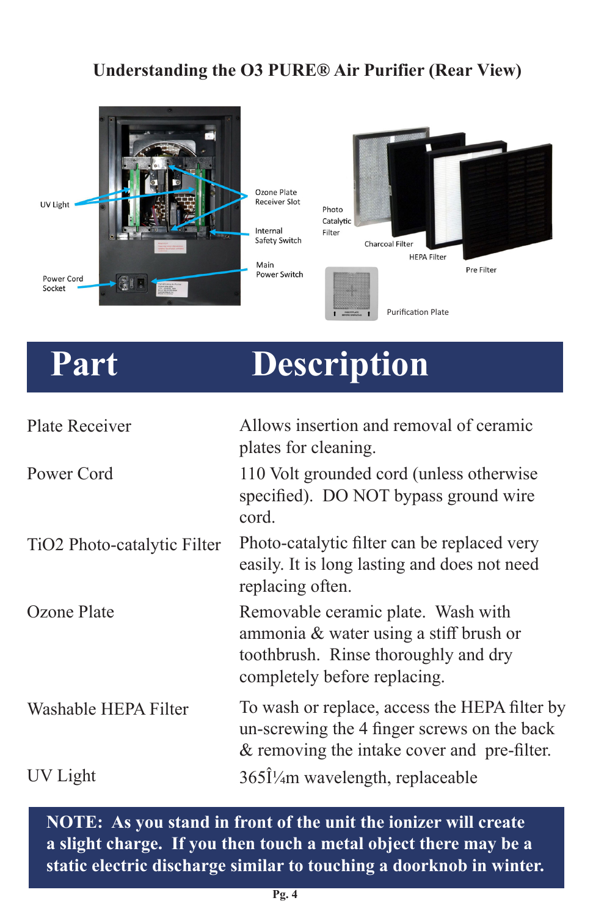## Understanding the O3 PURE® Air Purifier (Rear View)

UV Light

Ozone Plate Receiver Slot

Internal Safety Switch

Main Power Switch

Power Cord Socket

Photo Catalytic Filter

Charcoal Filter

HEPA Filter

Pre Filter

Purification Plate

| Part | Description |
|---|---|
| Plate Receiver | Allows insertion and removal of ceramic plates for cleaning. |
| Power Cord | 110 Volt grounded cord (unless otherwise specified). DO NOT bypass ground wire cord. |
| TiO2 Photo-catalytic Filter | Photo-catalytic filter can be replaced very easily. It is long lasting and does not need replacing often. |
| Ozone Plate | Removable ceramic plate. Wash with ammonia & water using a stiff brush or toothbrush. Rinse thoroughly and dry completely before replacing. |
| Washable HEPA Filter | To wash or replace, access the HEPA filter by un-screwing the 4 finger screws on the back & removing the intake cover and pre-filter. |
| UV Light | 365Î¼m wavelength, replaceable |

**NOTE: As you stand in front of the unit the ionizer will create a slight charge. If you then touch a metal object there may be a static electric discharge similar to touching a doorknob in winter.**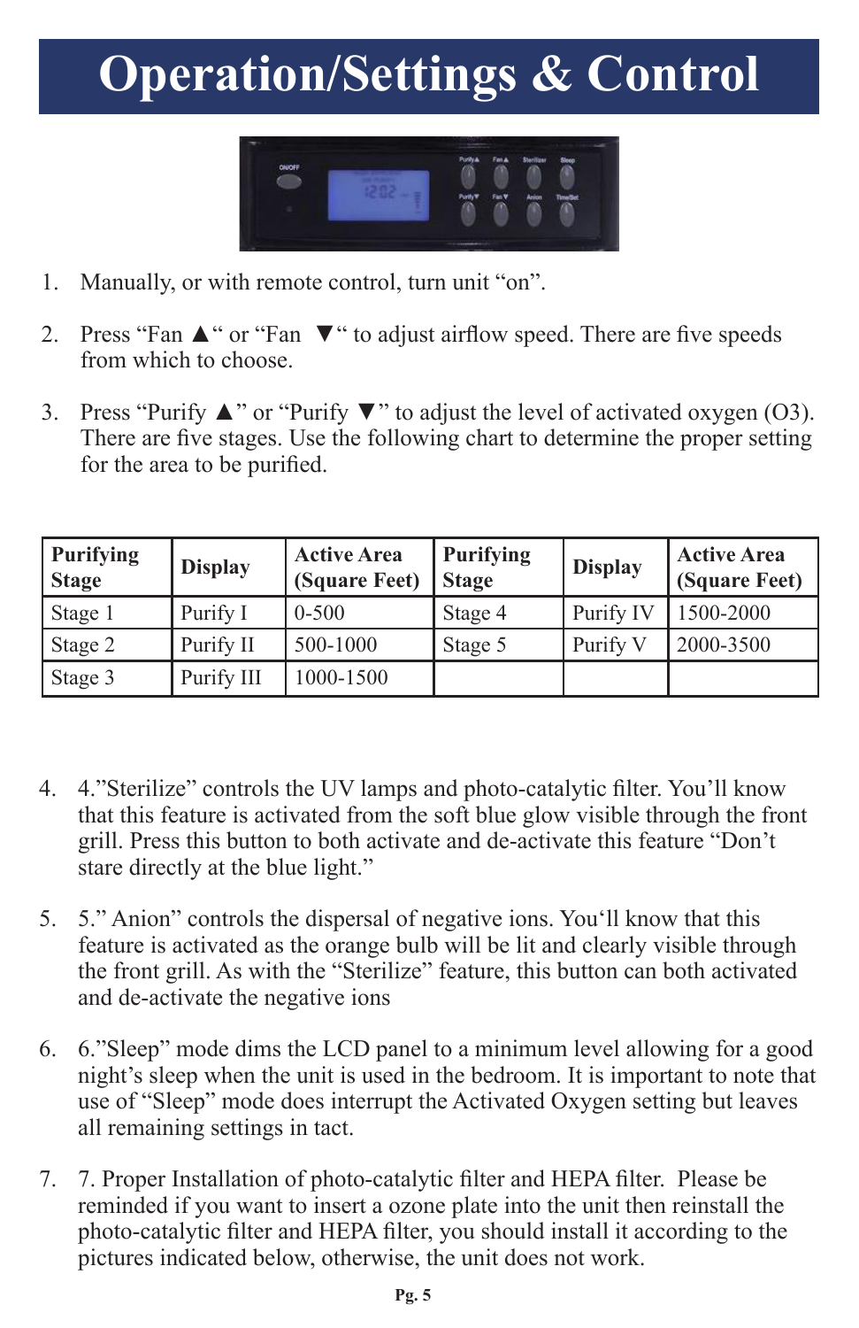# Operation/Settings & Control

1. Manually, or with remote control, turn unit "on".

2. Press "Fan ▲" or "Fan ▼" to adjust airflow speed. There are five speeds from which to choose.

3. Press "Purify ▲" or "Purify ▼" to adjust the level of activated oxygen (O3). There are five stages. Use the following chart to determine the proper setting for the area to be purified.

| Purifying Stage | Display | Active Area (Square Feet) | Purifying Stage | Display | Active Area (Square Feet) |
|---|---|---|---|---|---|
| Stage 1 | Purify I | 0-500 | Stage 4 | Purify IV | 1500-2000 |
| Stage 2 | Purify II | 500-1000 | Stage 5 | Purify V | 2000-3500 |
| Stage 3 | Purify III | 1000-1500 | | | |

4. 4."Sterilize" controls the UV lamps and photo-catalytic filter. You'll know that this feature is activated from the soft blue glow visible through the front grill. Press this button to both activate and de-activate this feature "Don't stare directly at the blue light."

5. 5." Anion" controls the dispersal of negative ions. You'll know that this feature is activated as the orange bulb will be lit and clearly visible through the front grill. As with the "Sterilize" feature, this button can both activated and de-activate the negative ions

6. 6."Sleep" mode dims the LCD panel to a minimum level allowing for a good night's sleep when the unit is used in the bedroom. It is important to note that use of "Sleep" mode does interrupt the Activated Oxygen setting but leaves all remaining settings in tact.

7. 7. Proper Installation of photo-catalytic filter and HEPA filter. Please be reminded if you want to insert a ozone plate into the unit then reinstall the photo-catalytic filter and HEPA filter, you should install it according to the pictures indicated below, otherwise, the unit does not work.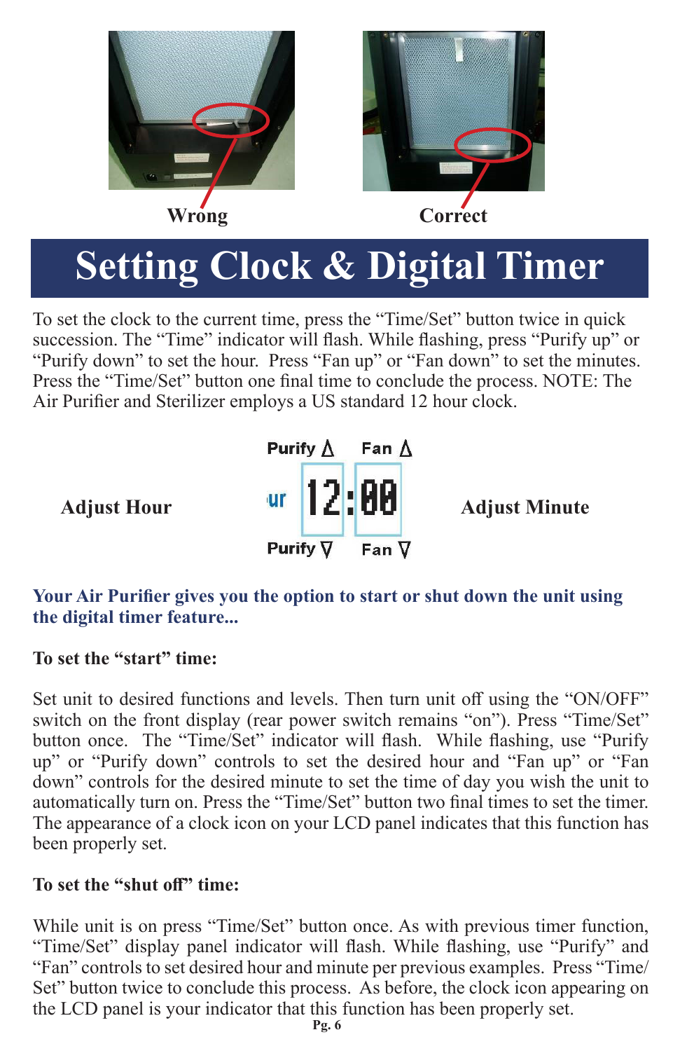Wrong

Correct

# Setting Clock & Digital Timer

To set the clock to the current time, press the "Time/Set" button twice in quick succession. The "Time" indicator will flash. While flashing, press "Purify up" or "Purify down" to set the hour. Press "Fan up" or "Fan down" to set the minutes. Press the "Time/Set" button one final time to conclude the process. NOTE: The Air Purifier and Sterilizer employs a US standard 12 hour clock.

**Adjust Hour**

Purify Δ    Fan Δ

12:00

Purify ∇    Fan ∇

**Adjust Minute**

**Your Air Purifier gives you the option to start or shut down the unit using the digital timer feature...**

**To set the "start" time:**

Set unit to desired functions and levels. Then turn unit off using the "ON/OFF" switch on the front display (rear power switch remains "on"). Press "Time/Set" button once. The "Time/Set" indicator will flash. While flashing, use "Purify up" or "Purify down" controls to set the desired hour and "Fan up" or "Fan down" controls for the desired minute to set the time of day you wish the unit to automatically turn on. Press the "Time/Set" button two final times to set the timer. The appearance of a clock icon on your LCD panel indicates that this function has been properly set.

**To set the "shut off" time:**

While unit is on press "Time/Set" button once. As with previous timer function, "Time/Set" display panel indicator will flash. While flashing, use "Purify" and "Fan" controls to set desired hour and minute per previous examples. Press "Time/Set" button twice to conclude this process. As before, the clock icon appearing on the LCD panel is your indicator that this function has been properly set.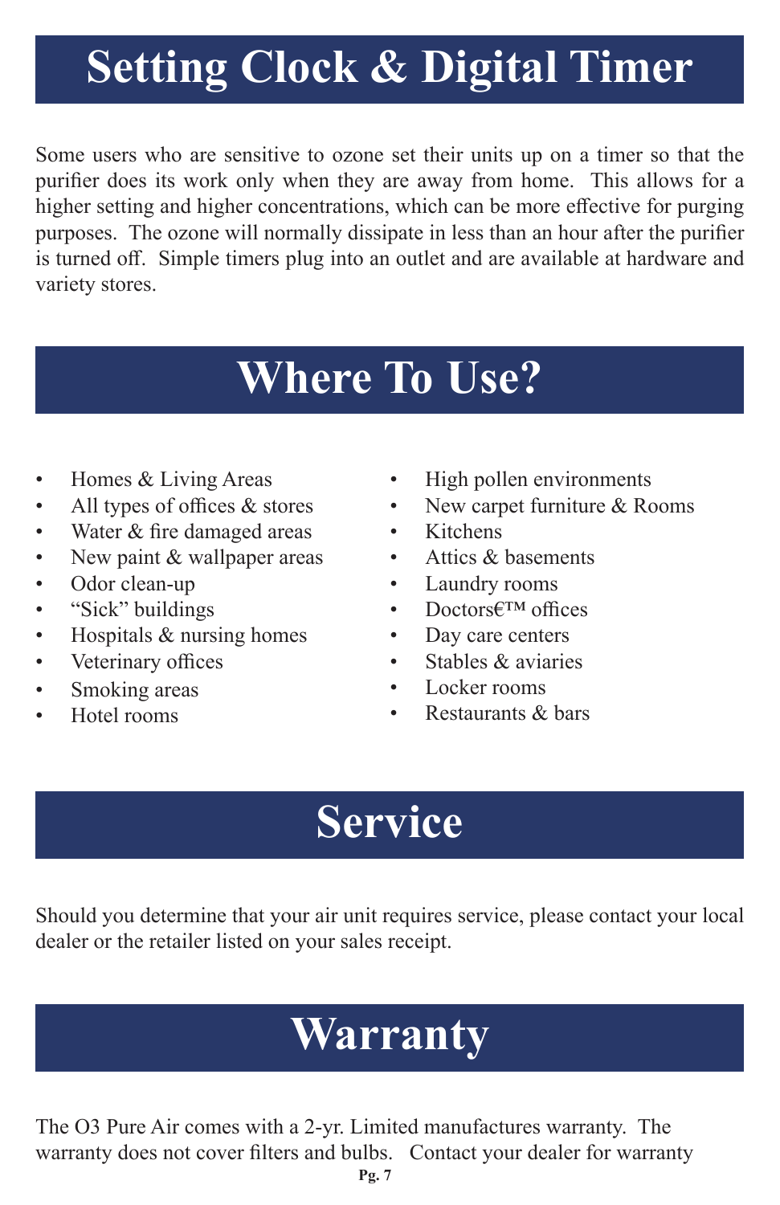# Setting Clock & Digital Timer

Some users who are sensitive to ozone set their units up on a timer so that the purifier does its work only when they are away from home. This allows for a higher setting and higher concentrations, which can be more effective for purging purposes. The ozone will normally dissipate in less than an hour after the purifier is turned off. Simple timers plug into an outlet and are available at hardware and variety stores.

# Where To Use?

- Homes & Living Areas
- All types of offices & stores
- Water & fire damaged areas
- New paint & wallpaper areas
- Odor clean-up
- "Sick" buildings
- Hospitals & nursing homes
- Veterinary offices
- Smoking areas
- Hotel rooms
- High pollen environments
- New carpet furniture & Rooms
- Kitchens
- Attics & basements
- Laundry rooms
- Doctors€™ offices
- Day care centers
- Stables & aviaries
- Locker rooms
- Restaurants & bars

# Service

Should you determine that your air unit requires service, please contact your local dealer or the retailer listed on your sales receipt.

# Warranty

The O3 Pure Air comes with a 2-yr. Limited manufactures warranty. The warranty does not cover filters and bulbs. Contact your dealer for warranty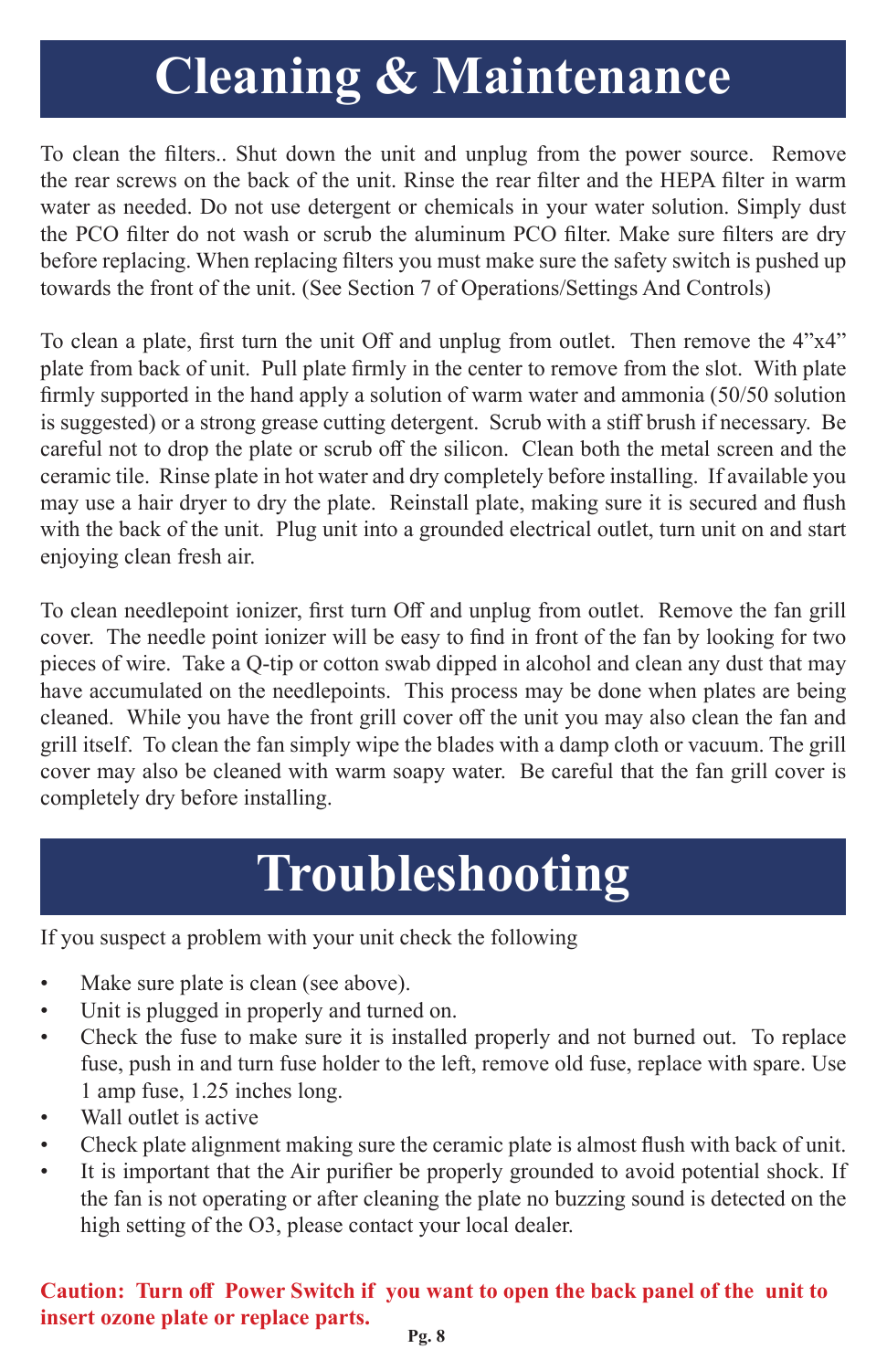# Cleaning & Maintenance

To clean the filters.. Shut down the unit and unplug from the power source. Remove the rear screws on the back of the unit. Rinse the rear filter and the HEPA filter in warm water as needed. Do not use detergent or chemicals in your water solution. Simply dust the PCO filter do not wash or scrub the aluminum PCO filter. Make sure filters are dry before replacing. When replacing filters you must make sure the safety switch is pushed up towards the front of the unit. (See Section 7 of Operations/Settings And Controls)

To clean a plate, first turn the unit Off and unplug from outlet. Then remove the 4"x4" plate from back of unit. Pull plate firmly in the center to remove from the slot. With plate firmly supported in the hand apply a solution of warm water and ammonia (50/50 solution is suggested) or a strong grease cutting detergent. Scrub with a stiff brush if necessary. Be careful not to drop the plate or scrub off the silicon. Clean both the metal screen and the ceramic tile. Rinse plate in hot water and dry completely before installing. If available you may use a hair dryer to dry the plate. Reinstall plate, making sure it is secured and flush with the back of the unit. Plug unit into a grounded electrical outlet, turn unit on and start enjoying clean fresh air.

To clean needlepoint ionizer, first turn Off and unplug from outlet. Remove the fan grill cover. The needle point ionizer will be easy to find in front of the fan by looking for two pieces of wire. Take a Q-tip or cotton swab dipped in alcohol and clean any dust that may have accumulated on the needlepoints. This process may be done when plates are being cleaned. While you have the front grill cover off the unit you may also clean the fan and grill itself. To clean the fan simply wipe the blades with a damp cloth or vacuum. The grill cover may also be cleaned with warm soapy water. Be careful that the fan grill cover is completely dry before installing.

# Troubleshooting

If you suspect a problem with your unit check the following

- Make sure plate is clean (see above).
- Unit is plugged in properly and turned on.
- Check the fuse to make sure it is installed properly and not burned out. To replace fuse, push in and turn fuse holder to the left, remove old fuse, replace with spare. Use 1 amp fuse, 1.25 inches long.
- Wall outlet is active
- Check plate alignment making sure the ceramic plate is almost flush with back of unit.
- It is important that the Air purifier be properly grounded to avoid potential shock. If the fan is not operating or after cleaning the plate no buzzing sound is detected on the high setting of the O3, please contact your local dealer.

**Caution: Turn off Power Switch if you want to open the back panel of the unit to insert ozone plate or replace parts.**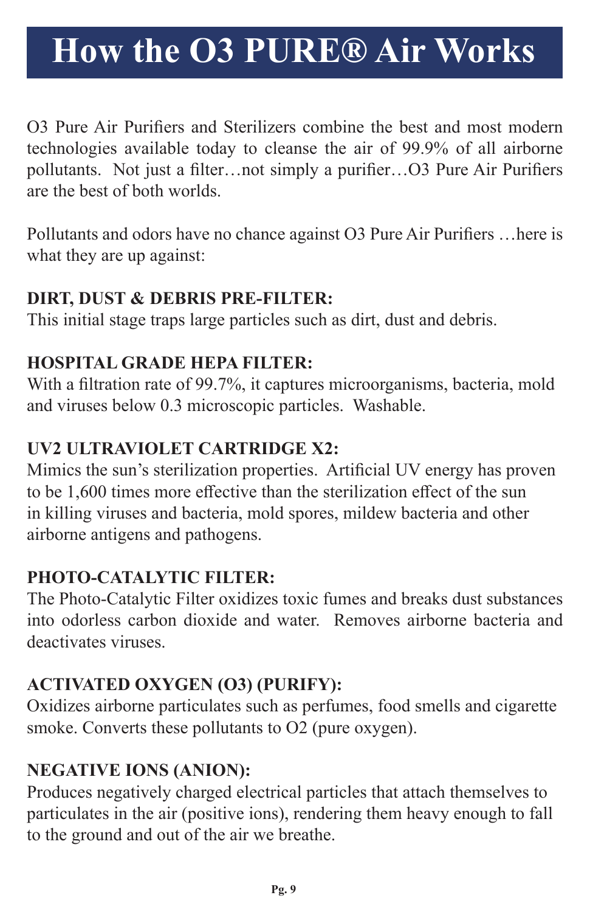# How the O3 PURE® Air Works

O3 Pure Air Purifiers and Sterilizers combine the best and most modern technologies available today to cleanse the air of 99.9% of all airborne pollutants. Not just a filter…not simply a purifier…O3 Pure Air Purifiers are the best of both worlds.

Pollutants and odors have no chance against O3 Pure Air Purifiers …here is what they are up against:

**DIRT, DUST & DEBRIS PRE-FILTER:**
This initial stage traps large particles such as dirt, dust and debris.

**HOSPITAL GRADE HEPA FILTER:**
With a filtration rate of 99.7%, it captures microorganisms, bacteria, mold and viruses below 0.3 microscopic particles. Washable.

**UV2 ULTRAVIOLET CARTRIDGE X2:**
Mimics the sun's sterilization properties. Artificial UV energy has proven to be 1,600 times more effective than the sterilization effect of the sun in killing viruses and bacteria, mold spores, mildew bacteria and other airborne antigens and pathogens.

**PHOTO-CATALYTIC FILTER:**
The Photo-Catalytic Filter oxidizes toxic fumes and breaks dust substances into odorless carbon dioxide and water. Removes airborne bacteria and deactivates viruses.

**ACTIVATED OXYGEN (O3) (PURIFY):**
Oxidizes airborne particulates such as perfumes, food smells and cigarette smoke. Converts these pollutants to O2 (pure oxygen).

**NEGATIVE IONS (ANION):**
Produces negatively charged electrical particles that attach themselves to particulates in the air (positive ions), rendering them heavy enough to fall to the ground and out of the air we breathe.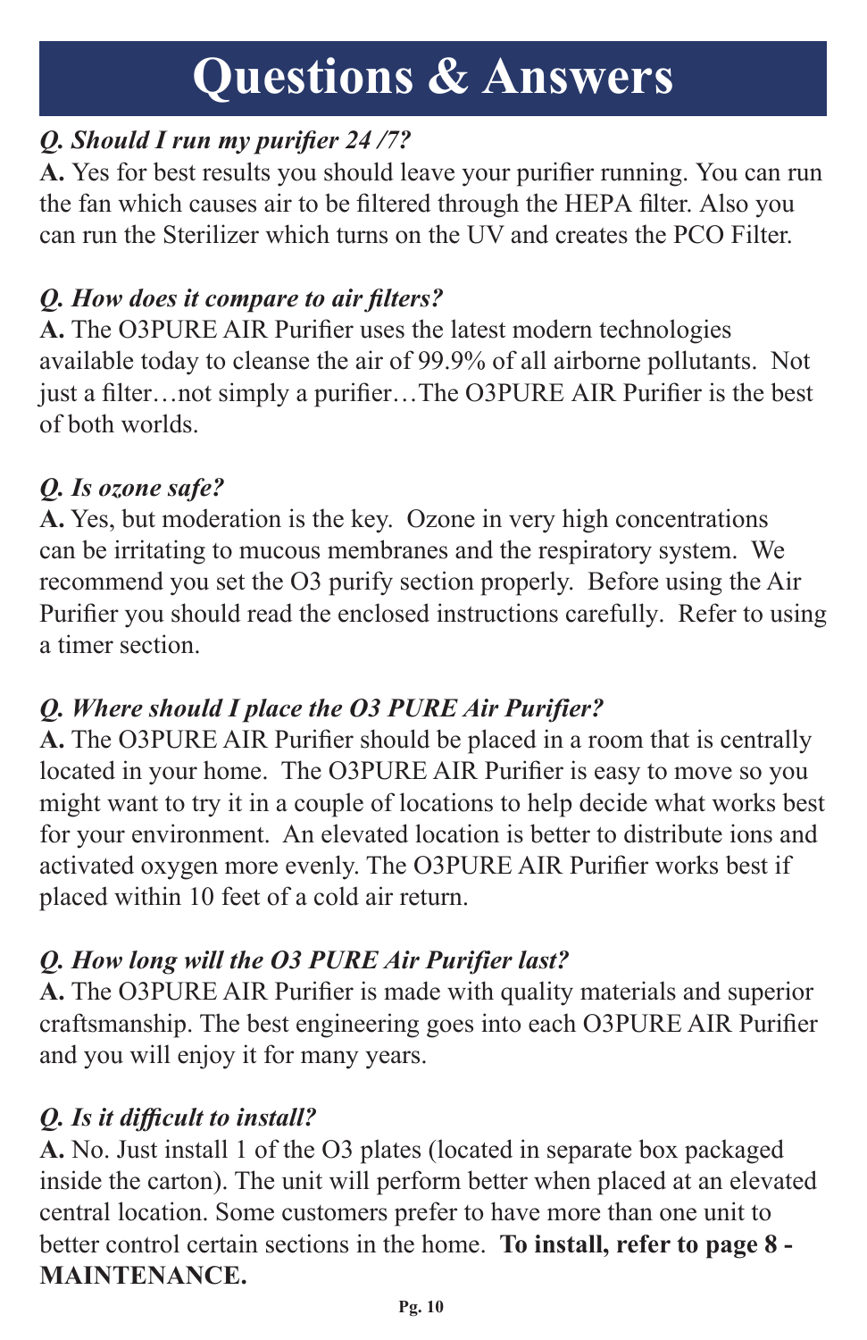# Questions & Answers

***Q. Should I run my purifier 24 /7?***

**A.** Yes for best results you should leave your purifier running. You can run the fan which causes air to be filtered through the HEPA filter. Also you can run the Sterilizer which turns on the UV and creates the PCO Filter.

***Q. How does it compare to air filters?***

**A.** The O3PURE AIR Purifier uses the latest modern technologies available today to cleanse the air of 99.9% of all airborne pollutants. Not just a filter…not simply a purifier…The O3PURE AIR Purifier is the best of both worlds.

***Q. Is ozone safe?***

**A.** Yes, but moderation is the key. Ozone in very high concentrations can be irritating to mucous membranes and the respiratory system. We recommend you set the O3 purify section properly. Before using the Air Purifier you should read the enclosed instructions carefully. Refer to using a timer section.

***Q. Where should I place the O3 PURE Air Purifier?***

**A.** The O3PURE AIR Purifier should be placed in a room that is centrally located in your home. The O3PURE AIR Purifier is easy to move so you might want to try it in a couple of locations to help decide what works best for your environment. An elevated location is better to distribute ions and activated oxygen more evenly. The O3PURE AIR Purifier works best if placed within 10 feet of a cold air return.

***Q. How long will the O3 PURE Air Purifier last?***

**A.** The O3PURE AIR Purifier is made with quality materials and superior craftsmanship. The best engineering goes into each O3PURE AIR Purifier and you will enjoy it for many years.

***Q. Is it difficult to install?***

**A.** No. Just install 1 of the O3 plates (located in separate box packaged inside the carton). The unit will perform better when placed at an elevated central location. Some customers prefer to have more than one unit to better control certain sections in the home. **To install, refer to page 8 - MAINTENANCE.**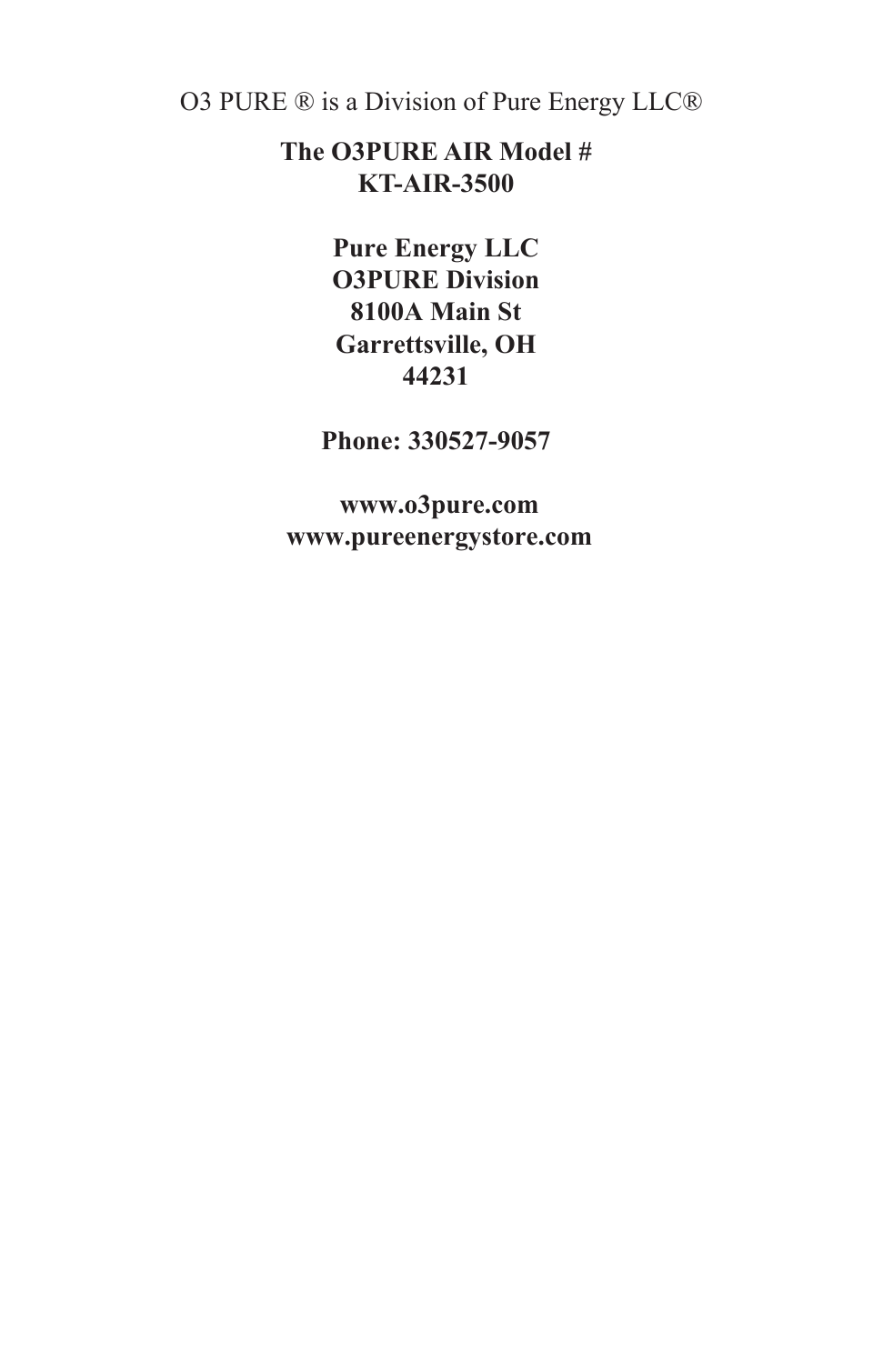O3 PURE ® is a Division of Pure Energy LLC®

**The O3PURE AIR Model #**
**KT-AIR-3500**

**Pure Energy LLC**
**O3PURE Division**
**8100A Main St**
**Garrettsville, OH**
**44231**

**Phone: 330527-9057**

**www.o3pure.com**
**www.pureenergystore.com**